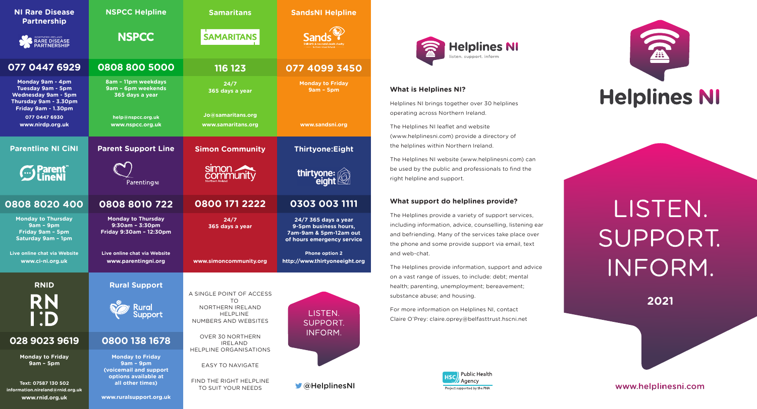## NI Rare Disease Partnership

NORTHERN IRELAND RARE DISEASE PARTNERSHIP

**077 0447 6929**

Monday 9am - 4pm
Tuesday 9am - 5pm
Wednesday 9am - 5pm
Thursday 9am - 3.30pm
Friday 9am - 1.30pm

077 0447 6930
www.nirdp.org.uk

## NSPCC Helpline

NSPCC

**0808 800 5000**

8am – 11pm weekdays
9am – 6pm weekends
365 days a year

help@nspcc.org.uk
www.nspcc.org.uk

## Samaritans

SAMARITANS

**116 123**

24/7
365 days a year

Jo@samaritans.org
www.samaritans.org

## SandsNI Helpline

Sands

**077 4099 3450**

Monday to Friday
9am – 5pm

www.sandsni.org

## Parentline NI CiNI

Parent LineNI

**0808 8020 400**

Monday to Thursday
9am – 9pm
Friday 9am – 5pm
Saturday 9am – 1pm

Live online chat via Website
www.ci-ni.org.uk

## Parent Support Line

ParentingNI

**0808 8010 722**

Monday to Thursday
9:30am – 3:30pm
Friday 9:30am – 12:30pm

Live online chat via Website
www.parentingni.org

## Simon Community

simon community Northern Ireland

**0800 171 2222**

24/7
365 days a year

www.simoncommunity.org

## Thirtyone:Eight

thirtyone: eight

**0303 003 1111**

24/7 365 days a year
9-5pm business hours,
7am-9am & 5pm-12am out of hours emergency service

Phone option 2
http://www.thirtyoneeight.org

## RNID

RNID

**028 9023 9619**

Monday to Friday
9am – 5pm

Text: 07587 130 502
information.nireland@rnid.org.uk
www.rnid.org.uk

## Rural Support

Rural Support

**0800 138 1678**

Monday to Friday
9am – 9pm
(voicemail and support options available at all other times)

www.ruralsupport.org.uk

A SINGLE POINT OF ACCESS TO NORTHERN IRELAND HELPLINE NUMBERS AND WEBSITES

OVER 30 NORTHERN IRELAND HELPLINE ORGANISATIONS

EASY TO NAVIGATE

FIND THE RIGHT HELPLINE TO SUIT YOUR NEEDS

LISTEN. SUPPORT. INFORM.

@HelplinesNI

Helplines NI
listen. support. inform

### What is Helplines NI?

Helplines NI brings together over 30 helplines operating across Northern Ireland.

The Helplines NI leaflet and website (www.helplinesni.com) provide a directory of the helplines within Northern Ireland.

The Helplines NI website (www.helplinesni.com) can be used by the public and professionals to find the right helpline and support.

### What support do helplines provide?

The Helplines provide a variety of support services, including information, advice, counselling, listening ear and befriending. Many of the services take place over the phone and some provide support via email, text and web-chat.

The Helplines provide information, support and advice on a vast range of issues, to include: debt; mental health; parenting, unemployment; bereavement; substance abuse; and housing.

For more information on Helplines NI, contact Claire O'Prey: claire.oprey@belfasttrust.hscni.net

HSC Public Health Agency
Project supported by the PHA

# Helplines NI

# LISTEN. SUPPORT. INFORM.

**2021**

www.helplinesni.com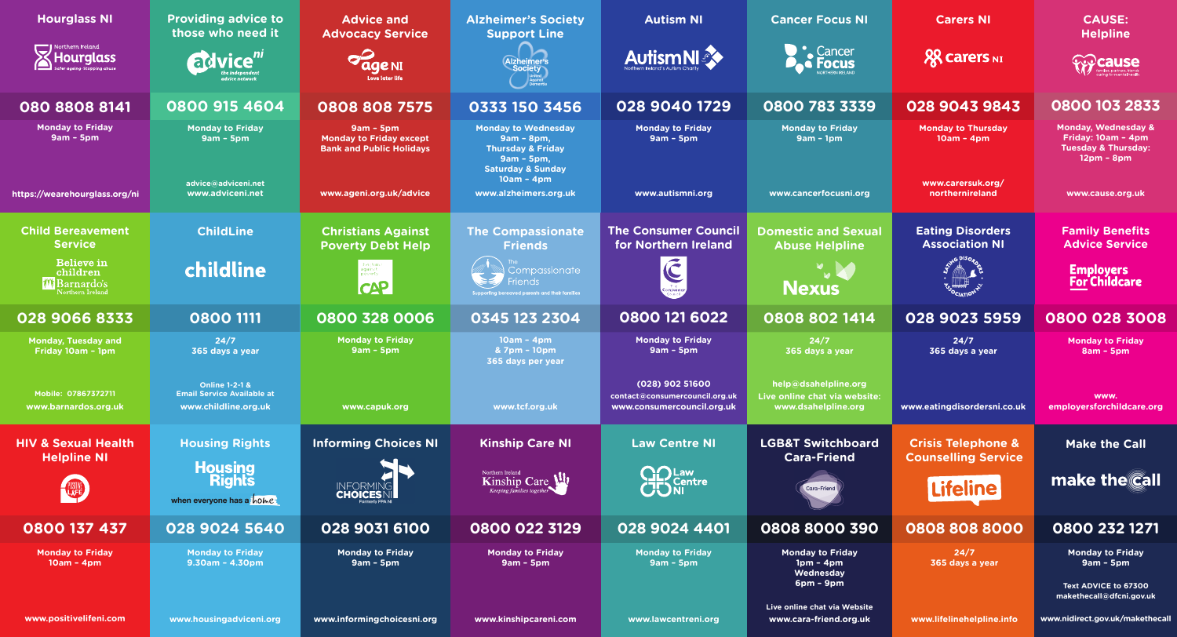## Hourglass NI

**080 8808 8141**

Monday to Friday
9am – 5pm

https://wearehourglass.org/ni

## Providing advice to those who need it

**0800 915 4604**

Monday to Friday
9am – 5pm

advice@adviceni.net
www.adviceni.net

## Advice and Advocacy Service

**0808 808 7575**

9am – 5pm
Monday to Friday except Bank and Public Holidays

www.ageni.org.uk/advice

## Alzheimer's Society Support Line

**0333 150 3456**

Monday to Wednesday
9am – 8pm,
Thursday & Friday
9am – 5pm,
Saturday & Sunday
10am – 4pm

www.alzheimers.org.uk

## Autism NI

**028 9040 1729**

Monday to Friday
9am – 5pm

www.autismni.org

## Cancer Focus NI

**0800 783 3339**

Monday to Friday
9am – 1pm

www.cancerfocusni.org

## Carers NI

**028 9043 9843**

Monday to Thursday
10am – 4pm

www.carersuk.org/northernireland

## CAUSE: Helpline

**0800 103 2833**

Monday, Wednesday & Friday: 10am – 4pm
Tuesday & Thursday: 12pm – 8pm

www.cause.org.uk

## Child Bereavement Service

**028 9066 8333**

Monday, Tuesday and Friday 10am – 1pm

Mobile: 07867372711
www.barnardos.org.uk

## ChildLine

**0800 1111**

24/7
365 days a year

Online 1-2-1 & Email Service Available at
www.childline.org.uk

## Christians Against Poverty Debt Help

**0800 328 0006**

Monday to Friday
9am – 5pm

www.capuk.org

## The Compassionate Friends

**0345 123 2304**

10am – 4pm
& 7pm – 10pm
365 days per year

www.tcf.org.uk

## The Consumer Council for Northern Ireland

**0800 121 6022**

Monday to Friday
9am – 5pm

(028) 902 51600
contact@consumercouncil.org.uk
www.consumercouncil.org.uk

## Domestic and Sexual Abuse Helpline

**0808 802 1414**

24/7
365 days a year

help@dsahelpline.org
Live online chat via website:
www.dsahelpline.org

## Eating Disorders Association NI

**028 9023 5959**

24/7
365 days a year

www.eatingdisordersni.co.uk

## Family Benefits Advice Service

**0800 028 3008**

Monday to Friday
8am – 5pm

www.employersforchildcare.org

## HIV & Sexual Health Helpline NI

**0800 137 437**

Monday to Friday
10am – 4pm

www.positivelifeni.com

## Housing Rights

**028 9024 5640**

Monday to Friday
9.30am – 4.30pm

www.housingadviceni.org

## Informing Choices NI

**028 9031 6100**

Monday to Friday
9am – 5pm

www.informingchoicesni.org

## Kinship Care NI

**0800 022 3129**

Monday to Friday
9am – 5pm

www.kinshipcareni.com

## Law Centre NI

**028 9024 4401**

Monday to Friday
9am – 5pm

www.lawcentreni.org

## LGB&T Switchboard Cara-Friend

**0808 8000 390**

Monday to Friday
1pm – 4pm
Wednesday
6pm – 9pm

Live online chat via Website
www.cara-friend.org.uk

## Crisis Telephone & Counselling Service

**0808 808 8000**

24/7
365 days a year

www.lifelinehelpline.info

## Make the Call

**0800 232 1271**

Monday to Friday
9am – 5pm

Text ADVICE to 67300
makethecall@dfcni.gov.uk
www.nidirect.gov.uk/makethecall